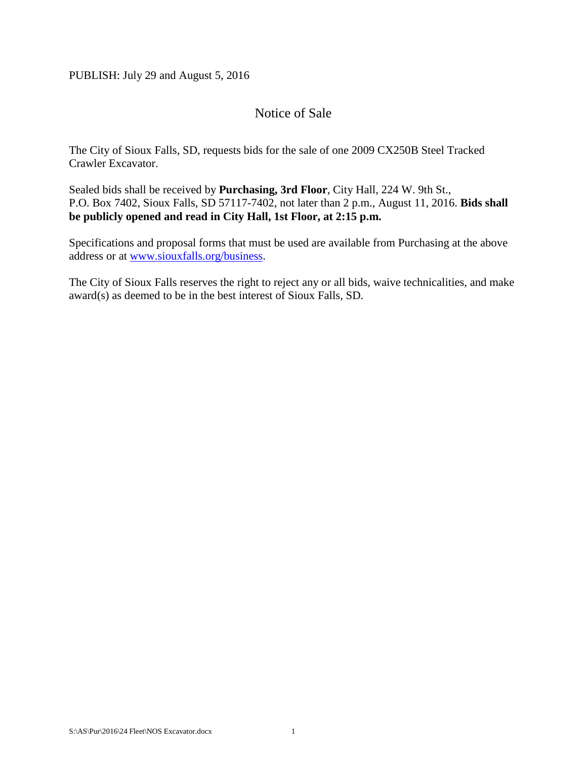PUBLISH: July 29 and August 5, 2016

# Notice of Sale

The City of Sioux Falls, SD, requests bids for the sale of one 2009 CX250B Steel Tracked Crawler Excavator.

Sealed bids shall be received by **Purchasing, 3rd Floor**, City Hall, 224 W. 9th St., P.O. Box 7402, Sioux Falls, SD 57117-7402, not later than 2 p.m., August 11, 2016. **Bids shall be publicly opened and read in City Hall, 1st Floor, at 2:15 p.m.**

Specifications and proposal forms that must be used are available from Purchasing at the above address or at [www.siouxfalls.org/business](http://www.siouxfalls.org/business).

The City of Sioux Falls reserves the right to reject any or all bids, waive technicalities, and make award(s) as deemed to be in the best interest of Sioux Falls, SD.

S:\AS\Pur\2016\24 Fleet\NOS Excavator.docx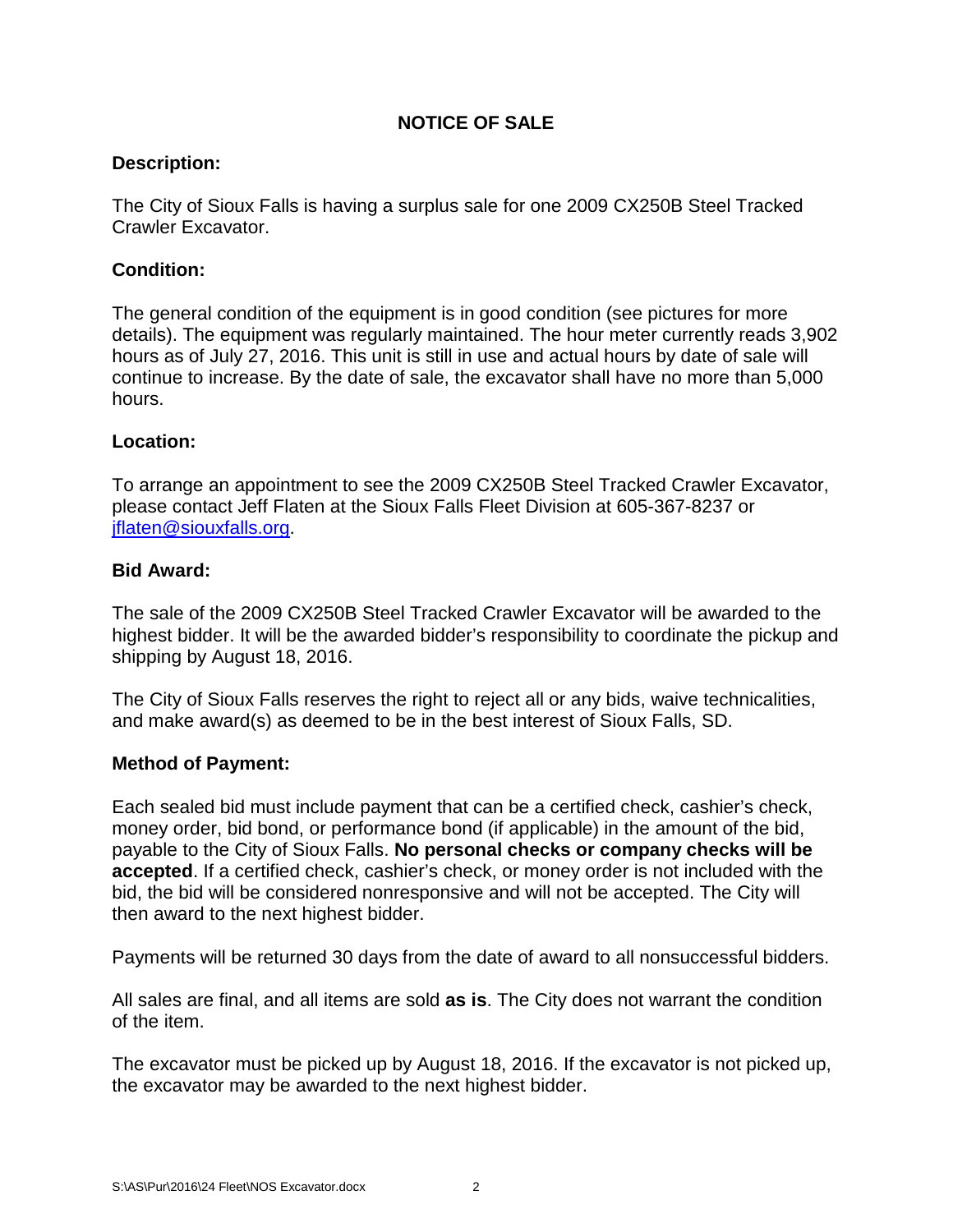# NOTICE OF SALE

## Description:

The City of Sioux Falls is having a surplus sale for one 2009 CX250B Steel Tracked Crawler Excavator.

## Condition:

The general condition of the equipment is in good condition (see pictures for more details). The equipment was regularly maintained. The hour meter currently reads 3,902 hours as of July 27, 2016. This unit is still in use and actual hours by date of sale will continue to increase. By the date of sale, the excavator shall have no more than 5,000 hours.

## Location:

To arrange an appointment to see the 2009 CX250B Steel Tracked Crawler Excavator, please contact Jeff Flaten at the Sioux Falls Fleet Division at 605-367-8237 or jflaten@siouxfalls.org.

## Bid Award:

The sale of the 2009 CX250B Steel Tracked Crawler Excavator will be awarded to the highest bidder. It will be the awarded bidder's responsibility to coordinate the pickup and shipping by August 18, 2016.

The City of Sioux Falls reserves the right to reject all or any bids, waive technicalities, and make award(s) as deemed to be in the best interest of Sioux Falls, SD.

## Method of Payment:

Each sealed bid must include payment that can be a certified check, cashier's check, money order, bid bond, or performance bond (if applicable) in the amount of the bid, payable to the City of Sioux Falls. **No personal checks or company checks will be accepted**. If a certified check, cashier's check, or money order is not included with the bid, the bid will be considered nonresponsive and will not be accepted. The City will then award to the next highest bidder.

Payments will be returned 30 days from the date of award to all nonsuccessful bidders.

All sales are final, and all items are sold **as is**. The City does not warrant the condition of the item.

The excavator must be picked up by August 18, 2016. If the excavator is not picked up, the excavator may be awarded to the next highest bidder.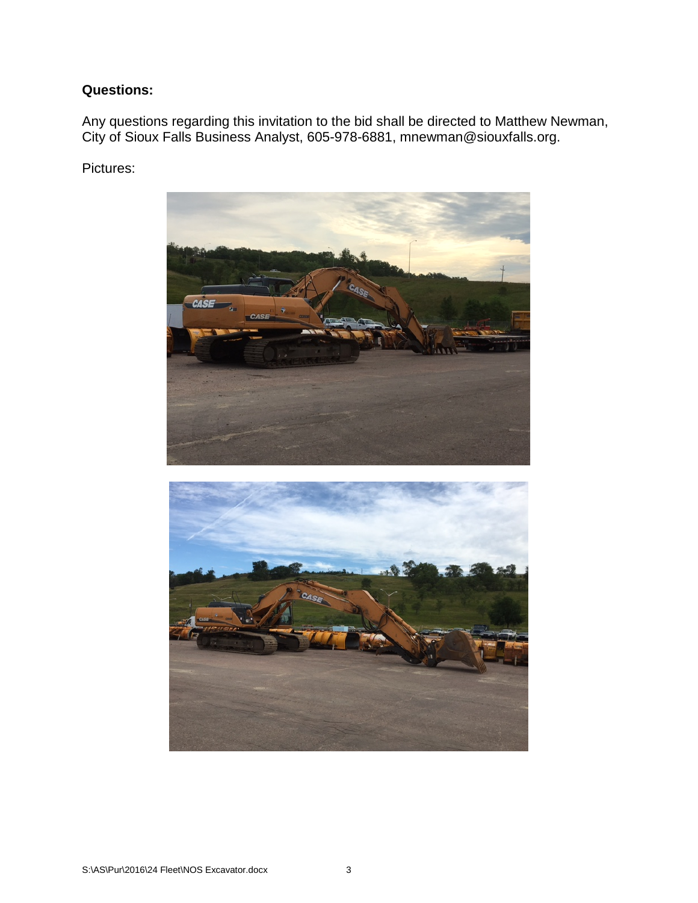**Questions:**

Any questions regarding this invitation to the bid shall be directed to Matthew Newman, City of Sioux Falls Business Analyst, 605-978-6881, mnewman@siouxfalls.org.

Pictures: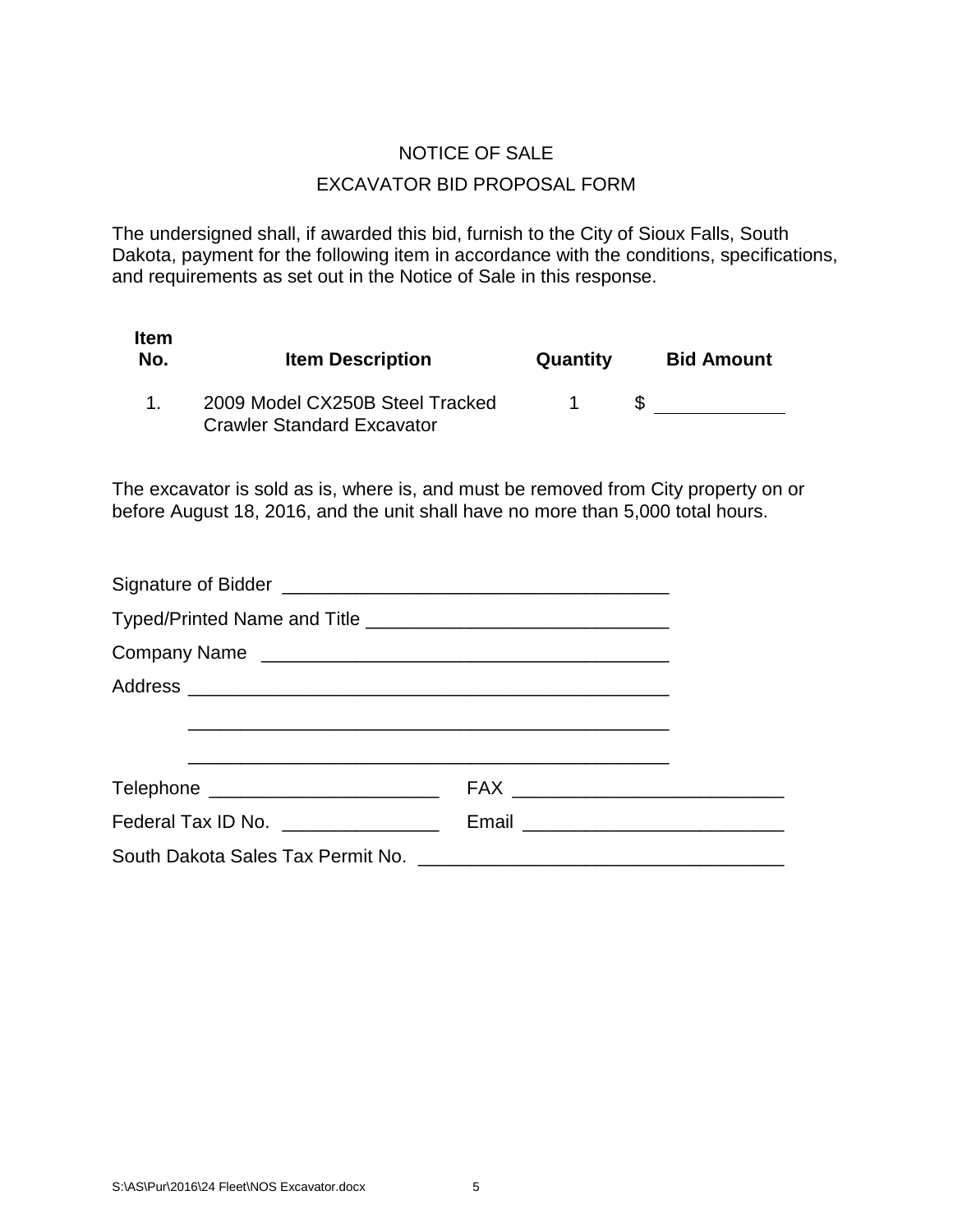NOTICE OF SALE

EXCAVATOR BID PROPOSAL FORM

The undersigned shall, if awarded this bid, furnish to the City of Sioux Falls, South Dakota, payment for the following item in accordance with the conditions, specifications, and requirements as set out in the Notice of Sale in this response.

| Item No. | Item Description | Quantity | Bid Amount |
|---|---|---|---|
| 1. | 2009 Model CX250B Steel Tracked Crawler Standard Excavator | 1 | $ ____________ |

The excavator is sold as is, where is, and must be removed from City property on or before August 18, 2016, and the unit shall have no more than 5,000 total hours.

Signature of Bidder _____________________________________

Typed/Printed Name and Title _____________________________

Company Name _______________________________________

Address _____________________________________________

_____________________________________________

_____________________________________________

Telephone ______________________ FAX __________________________

Federal Tax ID No. _______________ Email _________________________

South Dakota Sales Tax Permit No. __________________________________

S:\AS\Pur\2016\24 Fleet\NOS Excavator.docx